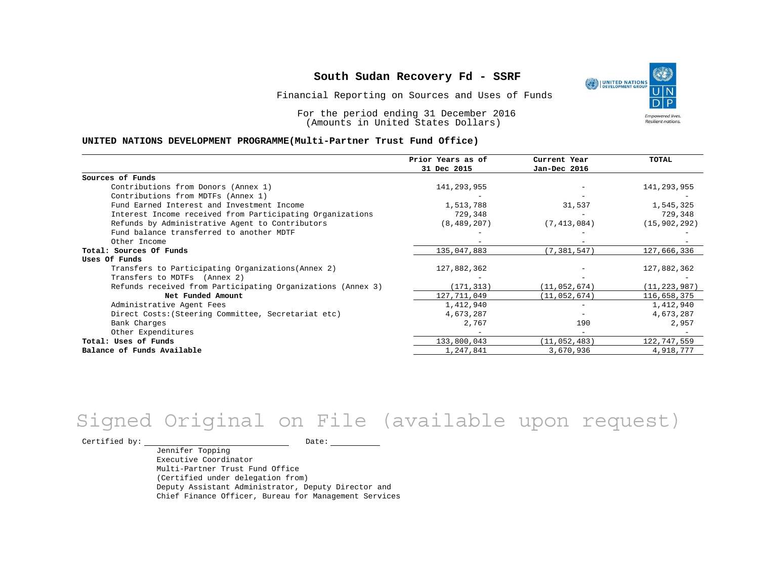# South Sudan Recovery Fd - SSRF

Financial Reporting on Sources and Uses of Funds

For the period ending 31 December 2016
(Amounts in United States Dollars)

**UNITED NATIONS DEVELOPMENT PROGRAMME(Multi-Partner Trust Fund Office)**

| | Prior Years as of 31 Dec 2015 | Current Year Jan-Dec 2016 | TOTAL |
|---|---|---|---|
| **Sources of Funds** | | | |
| Contributions from Donors (Annex 1) | 141,293,955 | - | 141,293,955 |
| Contributions from MDTFs (Annex 1) | - | - | - |
| Fund Earned Interest and Investment Income | 1,513,788 | 31,537 | 1,545,325 |
| Interest Income received from Participating Organizations | 729,348 | - | 729,348 |
| Refunds by Administrative Agent to Contributors | (8,489,207) | (7,413,084) | (15,902,292) |
| Fund balance transferred to another MDTF | - | - | - |
| Other Income | - | - | - |
| **Total: Sources Of Funds** | 135,047,883 | (7,381,547) | 127,666,336 |
| **Uses Of Funds** | | | |
| Transfers to Participating Organizations(Annex 2) | 127,882,362 | - | 127,882,362 |
| Transfers to MDTFs (Annex 2) | - | - | - |
| Refunds received from Participating Organizations (Annex 3) | (171,313) | (11,052,674) | (11,223,987) |
| **Net Funded Amount** | 127,711,049 | (11,052,674) | 116,658,375 |
| Administrative Agent Fees | 1,412,940 | - | 1,412,940 |
| Direct Costs:(Steering Committee, Secretariat etc) | 4,673,287 | - | 4,673,287 |
| Bank Charges | 2,767 | 190 | 2,957 |
| Other Expenditures | - | - | - |
| **Total: Uses of Funds** | 133,800,043 | (11,052,483) | 122,747,559 |
| **Balance of Funds Available** | 1,247,841 | 3,670,936 | 4,918,777 |

Signed Original on File (available upon request)

Certified by: ______________________ Date: __________

Jennifer Topping
Executive Coordinator
Multi-Partner Trust Fund Office
(Certified under delegation from)
Deputy Assistant Administrator, Deputy Director and
Chief Finance Officer, Bureau for Management Services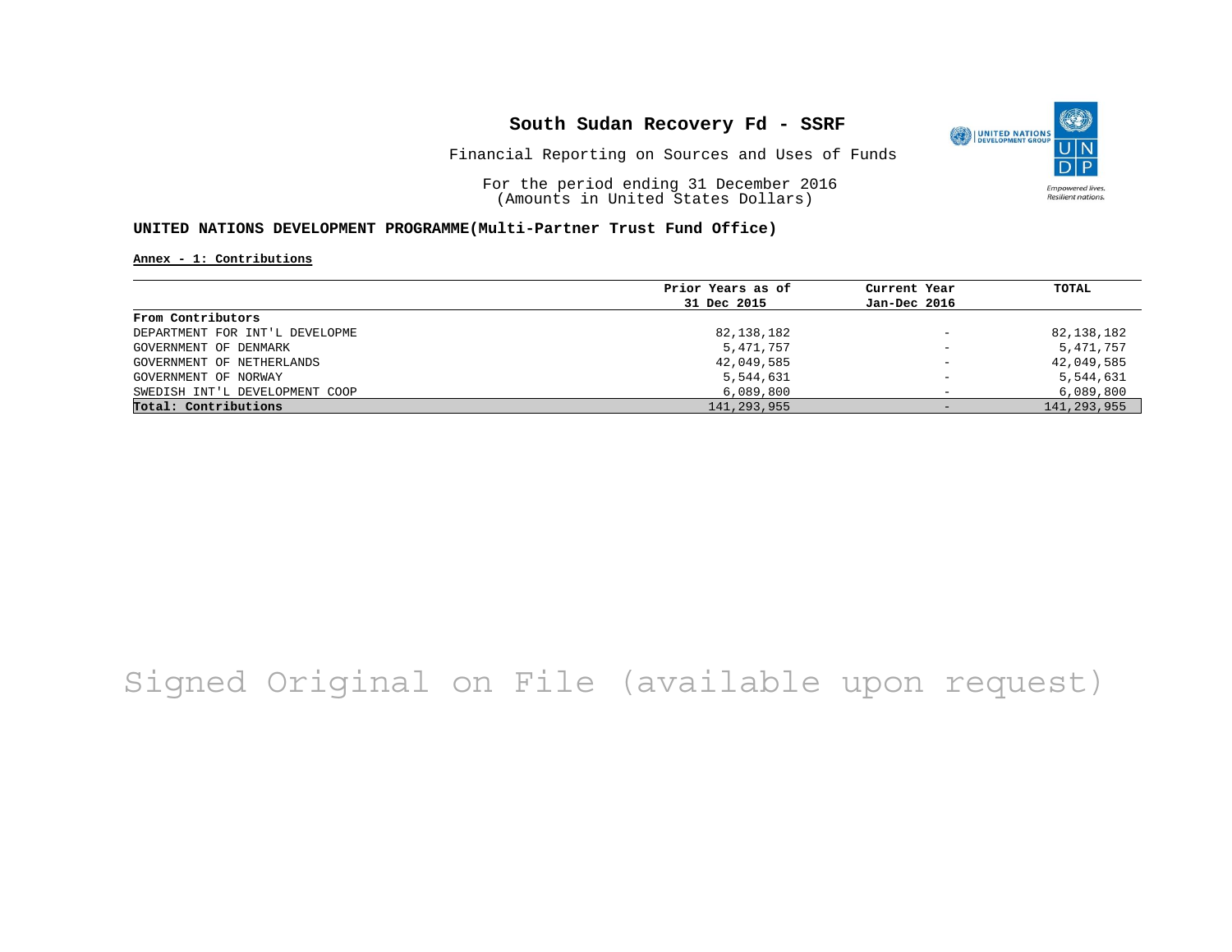# South Sudan Recovery Fd - SSRF

Financial Reporting on Sources and Uses of Funds

For the period ending 31 December 2016
(Amounts in United States Dollars)

**UNITED NATIONS DEVELOPMENT PROGRAMME(Multi-Partner Trust Fund Office)**

**Annex - 1: Contributions**

| | Prior Years as of 31 Dec 2015 | Current Year Jan-Dec 2016 | TOTAL |
|---|---|---|---|
| **From Contributors** | | | |
| DEPARTMENT FOR INT'L DEVELOPME | 82,138,182 | - | 82,138,182 |
| GOVERNMENT OF DENMARK | 5,471,757 | - | 5,471,757 |
| GOVERNMENT OF NETHERLANDS | 42,049,585 | - | 42,049,585 |
| GOVERNMENT OF NORWAY | 5,544,631 | - | 5,544,631 |
| SWEDISH INT'L DEVELOPMENT COOP | 6,089,800 | - | 6,089,800 |
| **Total: Contributions** | 141,293,955 | - | 141,293,955 |

Signed Original on File (available upon request)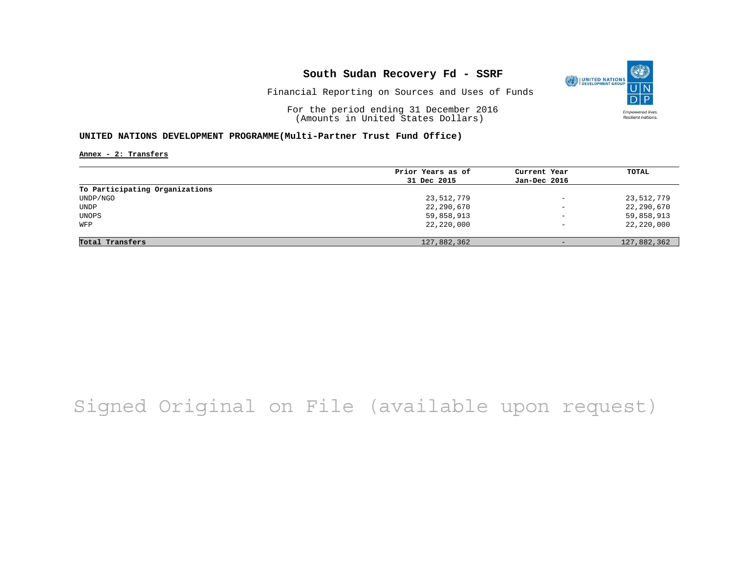## South Sudan Recovery Fd - SSRF

Financial Reporting on Sources and Uses of Funds

For the period ending 31 December 2016
(Amounts in United States Dollars)

**UNITED NATIONS DEVELOPMENT PROGRAMME(Multi-Partner Trust Fund Office)**

**Annex - 2: Transfers**

| | Prior Years as of 31 Dec 2015 | Current Year Jan-Dec 2016 | TOTAL |
|---|---|---|---|
| **To Participating Organizations** | | | |
| UNDP/NGO | 23,512,779 | - | 23,512,779 |
| UNDP | 22,290,670 | - | 22,290,670 |
| UNOPS | 59,858,913 | - | 59,858,913 |
| WFP | 22,220,000 | - | 22,220,000 |
| **Total Transfers** | 127,882,362 | - | 127,882,362 |

Signed Original on File (available upon request)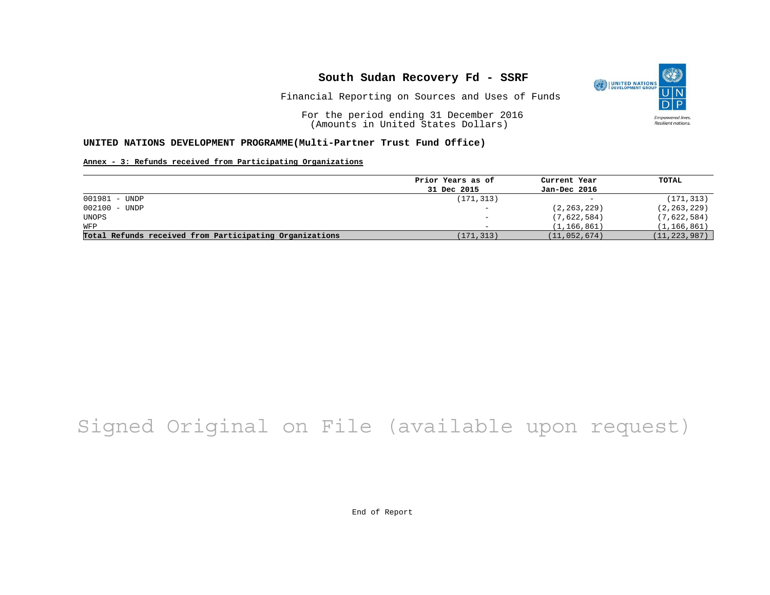# South Sudan Recovery Fd - SSRF

Financial Reporting on Sources and Uses of Funds

For the period ending 31 December 2016
(Amounts in United States Dollars)

**UNITED NATIONS DEVELOPMENT PROGRAMME(Multi-Partner Trust Fund Office)**

**Annex - 3: Refunds received from Participating Organizations**

| | Prior Years as of 31 Dec 2015 | Current Year Jan-Dec 2016 | TOTAL |
|---|---|---|---|
| 001981 - UNDP | (171,313) | - | (171,313) |
| 002100 - UNDP | - | (2,263,229) | (2,263,229) |
| UNOPS | - | (7,622,584) | (7,622,584) |
| WFP | - | (1,166,861) | (1,166,861) |
| **Total Refunds received from Participating Organizations** | (171,313) | (11,052,674) | (11,223,987) |

Signed Original on File (available upon request)

End of Report